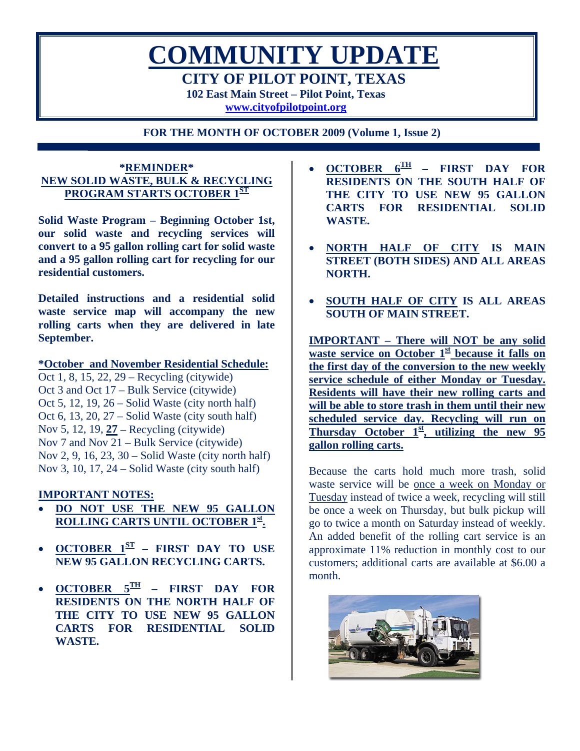# COMMUNITY UPDATE

## CITY OF PILOT POINT, TEXAS

**102 East Main Street – Pilot Point, Texas**

**www.cityofpilotpoint.org**

**FOR THE MONTH OF OCTOBER 2009 (Volume 1, Issue 2)**

### *REMINDER*
### NEW SOLID WASTE, BULK & RECYCLING PROGRAM STARTS OCTOBER 1ST

**Solid Waste Program – Beginning October 1st, our solid waste and recycling services will convert to a 95 gallon rolling cart for solid waste and a 95 gallon rolling cart for recycling for our residential customers.**

**Detailed instructions and a residential solid waste service map will accompany the new rolling carts when they are delivered in late September.**

**\*October and November Residential Schedule:**

Oct 1, 8, 15, 22, 29 – Recycling (citywide)
Oct 3 and Oct 17 – Bulk Service (citywide)
Oct 5, 12, 19, 26 – Solid Waste (city north half)
Oct 6, 13, 20, 27 – Solid Waste (city south half)
Nov 5, 12, 19, **27** – Recycling (citywide)
Nov 7 and Nov 21 – Bulk Service (citywide)
Nov 2, 9, 16, 23, 30 – Solid Waste (city north half)
Nov 3, 10, 17, 24 – Solid Waste (city south half)

**IMPORTANT NOTES:**

- **DO NOT USE THE NEW 95 GALLON ROLLING CARTS UNTIL OCTOBER 1st.**
- **OCTOBER 1ST – FIRST DAY TO USE NEW 95 GALLON RECYCLING CARTS.**
- **OCTOBER 5TH – FIRST DAY FOR RESIDENTS ON THE NORTH HALF OF THE CITY TO USE NEW 95 GALLON CARTS FOR RESIDENTIAL SOLID WASTE.**
- **OCTOBER 6TH – FIRST DAY FOR RESIDENTS ON THE SOUTH HALF OF THE CITY TO USE NEW 95 GALLON CARTS FOR RESIDENTIAL SOLID WASTE.**
- **NORTH HALF OF CITY IS MAIN STREET (BOTH SIDES) AND ALL AREAS NORTH.**
- **SOUTH HALF OF CITY IS ALL AREAS SOUTH OF MAIN STREET.**

**IMPORTANT – There will NOT be any solid waste service on October 1st because it falls on the first day of the conversion to the new weekly service schedule of either Monday or Tuesday. Residents will have their new rolling carts and will be able to store trash in them until their new scheduled service day. Recycling will run on Thursday October 1st, utilizing the new 95 gallon rolling carts.**

Because the carts hold much more trash, solid waste service will be once a week on Monday or Tuesday instead of twice a week, recycling will still be once a week on Thursday, but bulk pickup will go to twice a month on Saturday instead of weekly. An added benefit of the rolling cart service is an approximate 11% reduction in monthly cost to our customers; additional carts are available at $6.00 a month.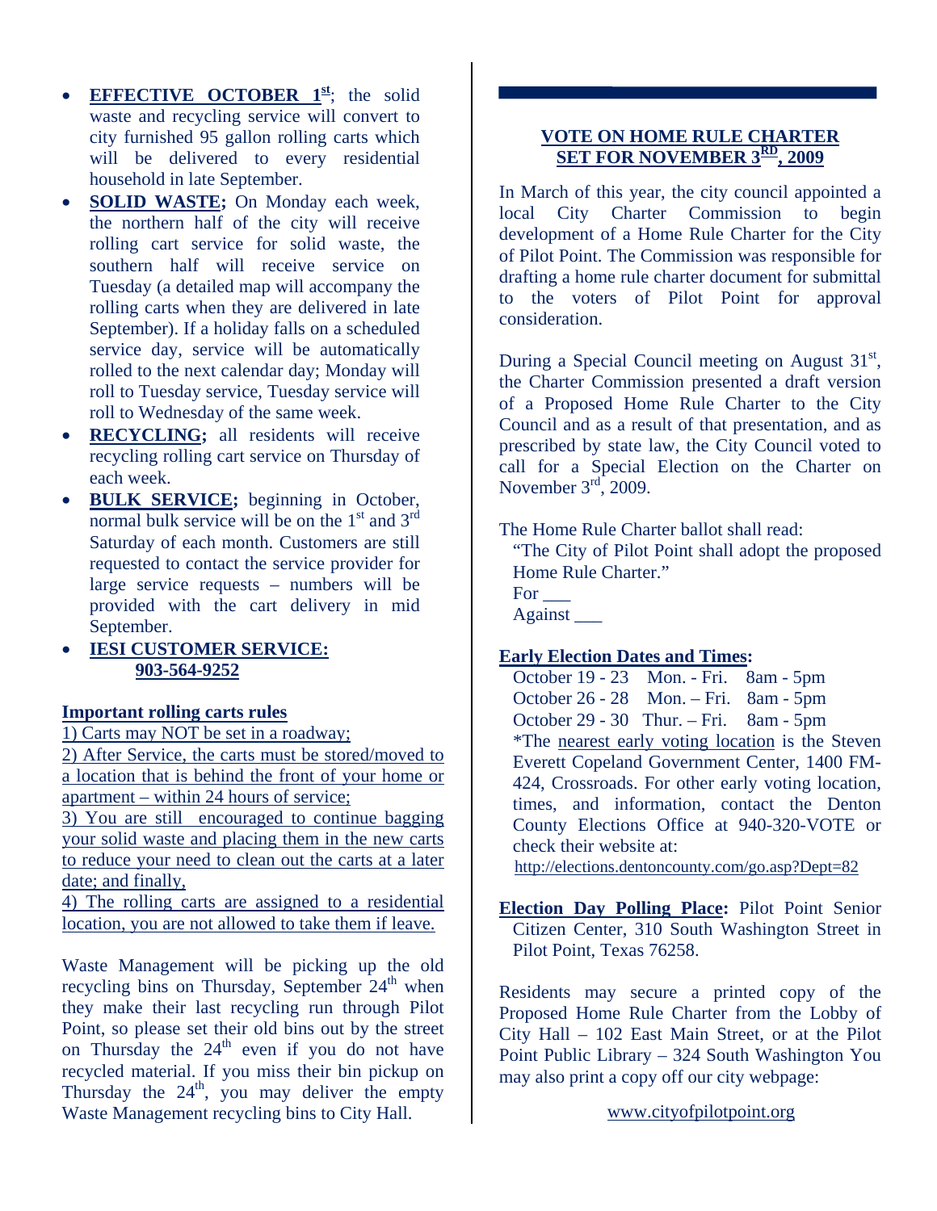- **EFFECTIVE OCTOBER 1st**; the solid waste and recycling service will convert to city furnished 95 gallon rolling carts which will be delivered to every residential household in late September.
- **SOLID WASTE;** On Monday each week, the northern half of the city will receive rolling cart service for solid waste, the southern half will receive service on Tuesday (a detailed map will accompany the rolling carts when they are delivered in late September). If a holiday falls on a scheduled service day, service will be automatically rolled to the next calendar day; Monday will roll to Tuesday service, Tuesday service will roll to Wednesday of the same week.
- **RECYCLING;** all residents will receive recycling rolling cart service on Thursday of each week.
- **BULK SERVICE;** beginning in October, normal bulk service will be on the 1st and 3rd Saturday of each month. Customers are still requested to contact the service provider for large service requests – numbers will be provided with the cart delivery in mid September.
- **IESI CUSTOMER SERVICE: 903-564-9252**

**Important rolling carts rules**

1) Carts may NOT be set in a roadway;
2) After Service, the carts must be stored/moved to a location that is behind the front of your home or apartment – within 24 hours of service;
3) You are still encouraged to continue bagging your solid waste and placing them in the new carts to reduce your need to clean out the carts at a later date; and finally,
4) The rolling carts are assigned to a residential location, you are not allowed to take them if leave.

Waste Management will be picking up the old recycling bins on Thursday, September 24th when they make their last recycling run through Pilot Point, so please set their old bins out by the street on Thursday the 24th even if you do not have recycled material. If you miss their bin pickup on Thursday the 24th, you may deliver the empty Waste Management recycling bins to City Hall.

## VOTE ON HOME RULE CHARTER SET FOR NOVEMBER 3RD, 2009

In March of this year, the city council appointed a local City Charter Commission to begin development of a Home Rule Charter for the City of Pilot Point. The Commission was responsible for drafting a home rule charter document for submittal to the voters of Pilot Point for approval consideration.

During a Special Council meeting on August 31st, the Charter Commission presented a draft version of a Proposed Home Rule Charter to the City Council and as a result of that presentation, and as prescribed by state law, the City Council voted to call for a Special Election on the Charter on November 3rd, 2009.

The Home Rule Charter ballot shall read:

"The City of Pilot Point shall adopt the proposed Home Rule Charter."
For ___
Against ___

**Early Election Dates and Times:**

October 19 - 23 Mon. - Fri. 8am - 5pm
October 26 - 28 Mon. – Fri. 8am - 5pm
October 29 - 30 Thur. – Fri. 8am - 5pm

*The nearest early voting location is the Steven Everett Copeland Government Center, 1400 FM-424, Crossroads. For other early voting location, times, and information, contact the Denton County Elections Office at 940-320-VOTE or check their website at: http://elections.dentoncounty.com/go.asp?Dept=82

**Election Day Polling Place:** Pilot Point Senior Citizen Center, 310 South Washington Street in Pilot Point, Texas 76258.

Residents may secure a printed copy of the Proposed Home Rule Charter from the Lobby of City Hall – 102 East Main Street, or at the Pilot Point Public Library – 324 South Washington You may also print a copy off our city webpage:

www.cityofpilotpoint.org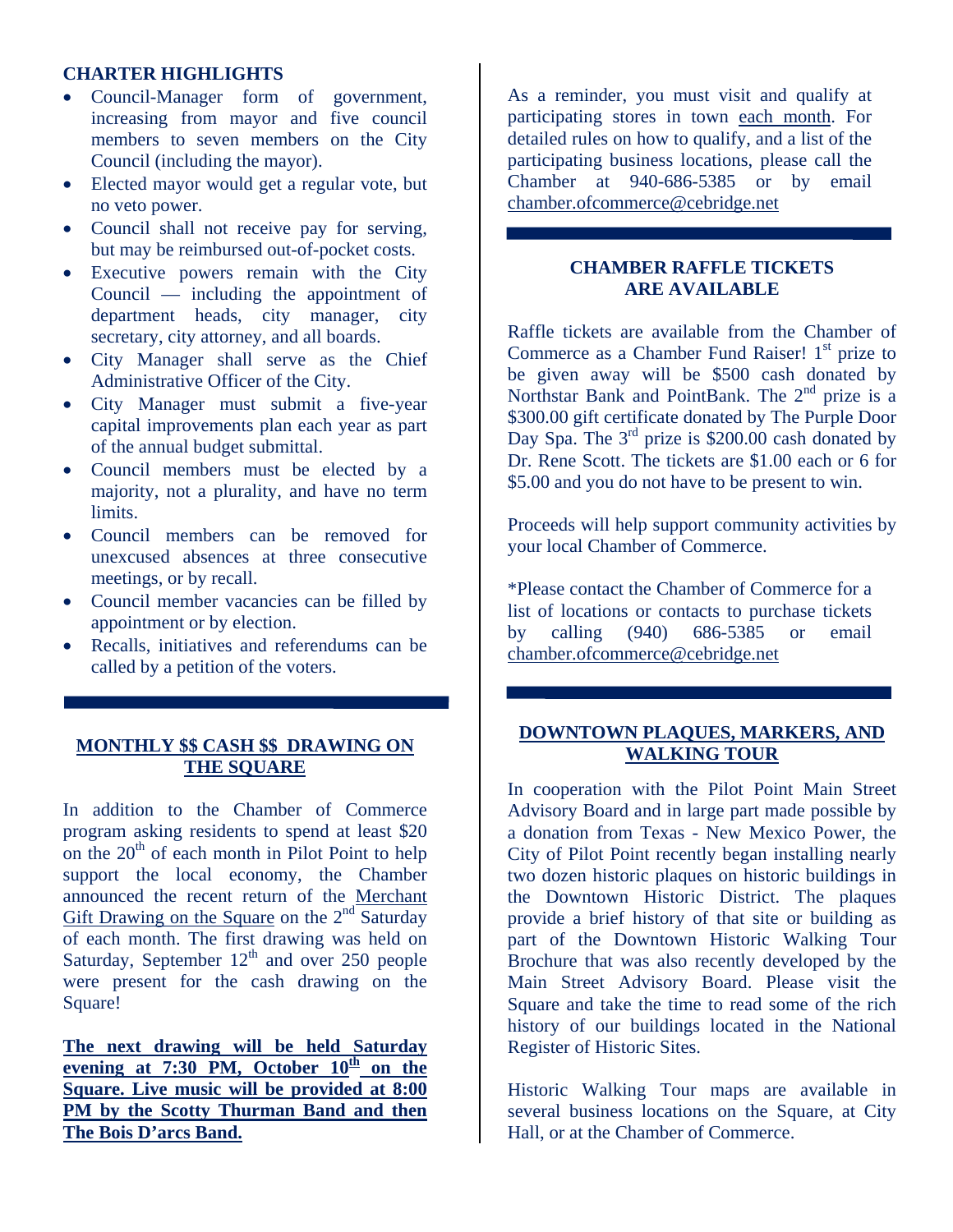**CHARTER HIGHLIGHTS**

- Council-Manager form of government, increasing from mayor and five council members to seven members on the City Council (including the mayor).
- Elected mayor would get a regular vote, but no veto power.
- Council shall not receive pay for serving, but may be reimbursed out-of-pocket costs.
- Executive powers remain with the City Council — including the appointment of department heads, city manager, city secretary, city attorney, and all boards.
- City Manager shall serve as the Chief Administrative Officer of the City.
- City Manager must submit a five-year capital improvements plan each year as part of the annual budget submittal.
- Council members must be elected by a majority, not a plurality, and have no term limits.
- Council members can be removed for unexcused absences at three consecutive meetings, or by recall.
- Council member vacancies can be filled by appointment or by election.
- Recalls, initiatives and referendums can be called by a petition of the voters.

---

**MONTHLY $$ CASH $$ DRAWING ON THE SQUARE**

In addition to the Chamber of Commerce program asking residents to spend at least $20 on the 20th of each month in Pilot Point to help support the local economy, the Chamber announced the recent return of the Merchant Gift Drawing on the Square on the 2nd Saturday of each month. The first drawing was held on Saturday, September 12th and over 250 people were present for the cash drawing on the Square!

**The next drawing will be held Saturday evening at 7:30 PM, October 10th on the Square. Live music will be provided at 8:00 PM by the Scotty Thurman Band and then The Bois D'arcs Band.**

As a reminder, you must visit and qualify at participating stores in town each month. For detailed rules on how to qualify, and a list of the participating business locations, please call the Chamber at 940-686-5385 or by email chamber.ofcommerce@cebridge.net

---

**CHAMBER RAFFLE TICKETS ARE AVAILABLE**

Raffle tickets are available from the Chamber of Commerce as a Chamber Fund Raiser! 1st prize to be given away will be $500 cash donated by Northstar Bank and PointBank. The 2nd prize is a $300.00 gift certificate donated by The Purple Door Day Spa. The 3rd prize is $200.00 cash donated by Dr. Rene Scott. The tickets are $1.00 each or 6 for $5.00 and you do not have to be present to win.

Proceeds will help support community activities by your local Chamber of Commerce.

*Please contact the Chamber of Commerce for a list of locations or contacts to purchase tickets by calling (940) 686-5385 or email chamber.ofcommerce@cebridge.net

---

**DOWNTOWN PLAQUES, MARKERS, AND WALKING TOUR**

In cooperation with the Pilot Point Main Street Advisory Board and in large part made possible by a donation from Texas - New Mexico Power, the City of Pilot Point recently began installing nearly two dozen historic plaques on historic buildings in the Downtown Historic District. The plaques provide a brief history of that site or building as part of the Downtown Historic Walking Tour Brochure that was also recently developed by the Main Street Advisory Board. Please visit the Square and take the time to read some of the rich history of our buildings located in the National Register of Historic Sites.

Historic Walking Tour maps are available in several business locations on the Square, at City Hall, or at the Chamber of Commerce.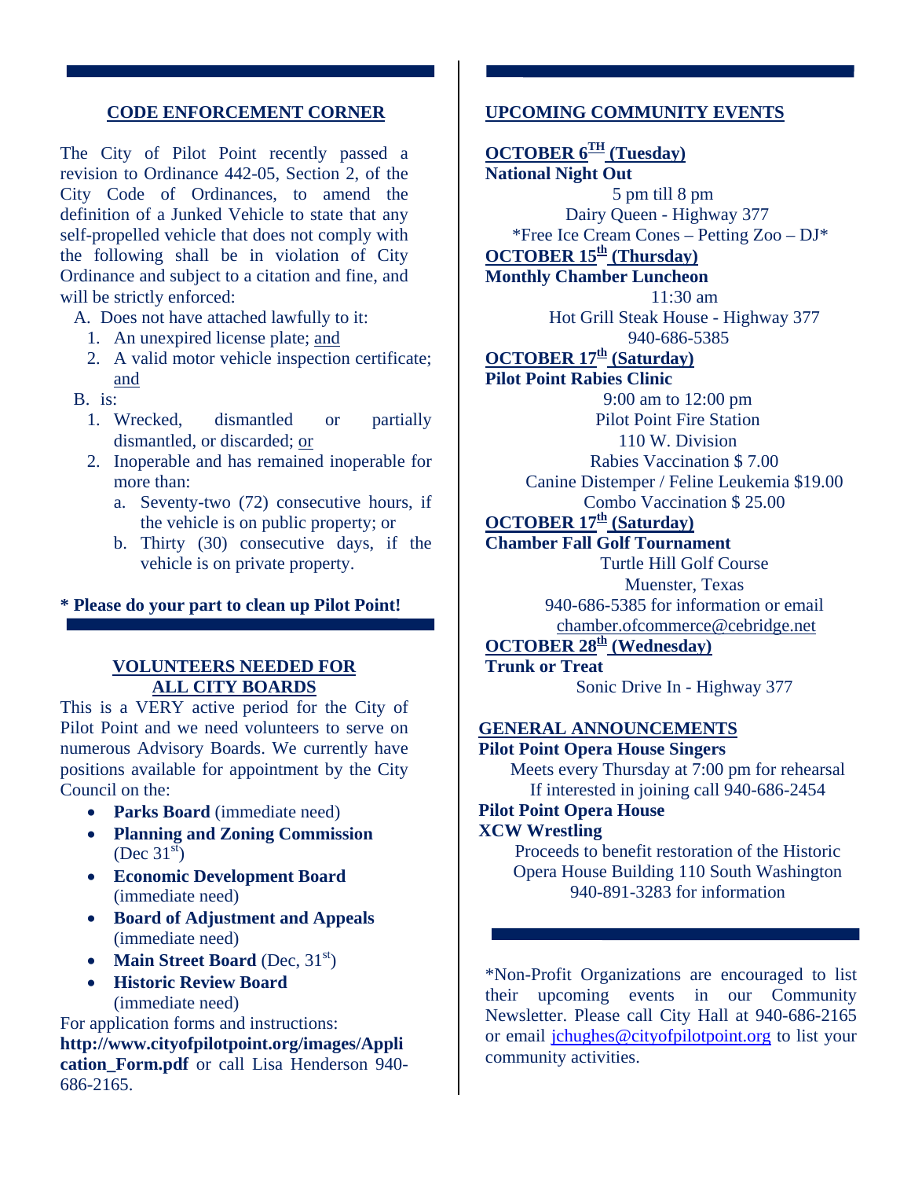## CODE ENFORCEMENT CORNER

The City of Pilot Point recently passed a revision to Ordinance 442-05, Section 2, of the City Code of Ordinances, to amend the definition of a Junked Vehicle to state that any self-propelled vehicle that does not comply with the following shall be in violation of City Ordinance and subject to a citation and fine, and will be strictly enforced:

A. Does not have attached lawfully to it:
   1. An unexpired license plate; and
   2. A valid motor vehicle inspection certificate; and

B. is:
   1. Wrecked, dismantled or partially dismantled, or discarded; or
   2. Inoperable and has remained inoperable for more than:
      a. Seventy-two (72) consecutive hours, if the vehicle is on public property; or
      b. Thirty (30) consecutive days, if the vehicle is on private property.

**\* Please do your part to clean up Pilot Point!**

## VOLUNTEERS NEEDED FOR ALL CITY BOARDS

This is a VERY active period for the City of Pilot Point and we need volunteers to serve on numerous Advisory Boards. We currently have positions available for appointment by the City Council on the:

- **Parks Board** (immediate need)
- **Planning and Zoning Commission** (Dec 31st)
- **Economic Development Board** (immediate need)
- **Board of Adjustment and Appeals** (immediate need)
- **Main Street Board** (Dec, 31st)
- **Historic Review Board** (immediate need)

For application forms and instructions: **http://www.cityofpilotpoint.org/images/Application_Form.pdf** or call Lisa Henderson 940-686-2165.

## UPCOMING COMMUNITY EVENTS

**OCTOBER 6TH (Tuesday)**
**National Night Out**
5 pm till 8 pm
Dairy Queen - Highway 377
*Free Ice Cream Cones – Petting Zoo – DJ*

**OCTOBER 15th (Thursday)**
**Monthly Chamber Luncheon**
11:30 am
Hot Grill Steak House - Highway 377
940-686-5385

**OCTOBER 17th (Saturday)**
**Pilot Point Rabies Clinic**
9:00 am to 12:00 pm
Pilot Point Fire Station
110 W. Division
Rabies Vaccination $ 7.00
Canine Distemper / Feline Leukemia $19.00
Combo Vaccination $ 25.00

**OCTOBER 17th (Saturday)**
**Chamber Fall Golf Tournament**
Turtle Hill Golf Course
Muenster, Texas
940-686-5385 for information or email
chamber.ofcommerce@cebridge.net

**OCTOBER 28th (Wednesday)**
**Trunk or Treat**
Sonic Drive In - Highway 377

## GENERAL ANNOUNCEMENTS

**Pilot Point Opera House Singers**
Meets every Thursday at 7:00 pm for rehearsal
If interested in joining call 940-686-2454

**Pilot Point Opera House**
**XCW Wrestling**
Proceeds to benefit restoration of the Historic Opera House Building 110 South Washington
940-891-3283 for information

*Non-Profit Organizations are encouraged to list their upcoming events in our Community Newsletter. Please call City Hall at 940-686-2165 or email jchughes@cityofpilotpoint.org to list your community activities.